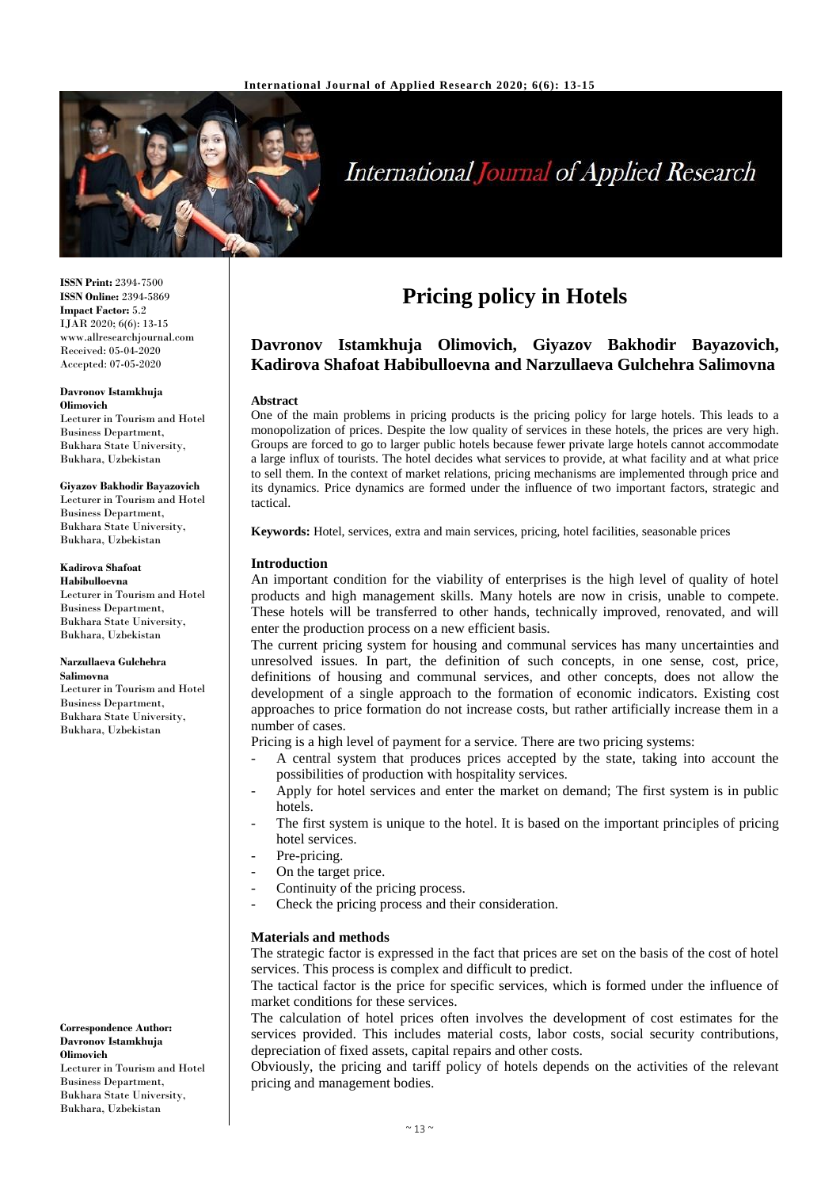**ISSN Print:** 2394-7500
**ISSN Online:** 2394-5869
**Impact Factor:** 5.2
IJAR 2020; 6(6): 13-15
www.allresearchjournal.com
Received: 05-04-2020
Accepted: 07-05-2020

**Davronov Istamkhuja Olimovich**
Lecturer in Tourism and Hotel Business Department, Bukhara State University, Bukhara, Uzbekistan

**Giyazov Bakhodir Bayazovich**
Lecturer in Tourism and Hotel Business Department, Bukhara State University, Bukhara, Uzbekistan

**Kadirova Shafoat Habibulloevna**
Lecturer in Tourism and Hotel Business Department, Bukhara State University, Bukhara, Uzbekistan

**Narzullaeva Gulchehra Salimovna**
Lecturer in Tourism and Hotel Business Department, Bukhara State University, Bukhara, Uzbekistan

**Correspondence Author:**
**Davronov Istamkhuja Olimovich**
Lecturer in Tourism and Hotel Business Department, Bukhara State University, Bukhara, Uzbekistan

# Pricing policy in Hotels

**Davronov Istamkhuja Olimovich, Giyazov Bakhodir Bayazovich, Kadirova Shafoat Habibulloevna and Narzullaeva Gulchehra Salimovna**

**Abstract**

One of the main problems in pricing products is the pricing policy for large hotels. This leads to a monopolization of prices. Despite the low quality of services in these hotels, the prices are very high. Groups are forced to go to larger public hotels because fewer private large hotels cannot accommodate a large influx of tourists. The hotel decides what services to provide, at what facility and at what price to sell them. In the context of market relations, pricing mechanisms are implemented through price and its dynamics. Price dynamics are formed under the influence of two important factors, strategic and tactical.

**Keywords:** Hotel, services, extra and main services, pricing, hotel facilities, seasonable prices

## Introduction

An important condition for the viability of enterprises is the high level of quality of hotel products and high management skills. Many hotels are now in crisis, unable to compete. These hotels will be transferred to other hands, technically improved, renovated, and will enter the production process on a new efficient basis.

The current pricing system for housing and communal services has many uncertainties and unresolved issues. In part, the definition of such concepts, in one sense, cost, price, definitions of housing and communal services, and other concepts, does not allow the development of a single approach to the formation of economic indicators. Existing cost approaches to price formation do not increase costs, but rather artificially increase them in a number of cases.

Pricing is a high level of payment for a service. There are two pricing systems:

- A central system that produces prices accepted by the state, taking into account the possibilities of production with hospitality services.
- Apply for hotel services and enter the market on demand; The first system is in public hotels.
- The first system is unique to the hotel. It is based on the important principles of pricing hotel services.
- Pre-pricing.
- On the target price.
- Continuity of the pricing process.
- Check the pricing process and their consideration.

## Materials and methods

The strategic factor is expressed in the fact that prices are set on the basis of the cost of hotel services. This process is complex and difficult to predict.

The tactical factor is the price for specific services, which is formed under the influence of market conditions for these services.

The calculation of hotel prices often involves the development of cost estimates for the services provided. This includes material costs, labor costs, social security contributions, depreciation of fixed assets, capital repairs and other costs.

Obviously, the pricing and tariff policy of hotels depends on the activities of the relevant pricing and management bodies.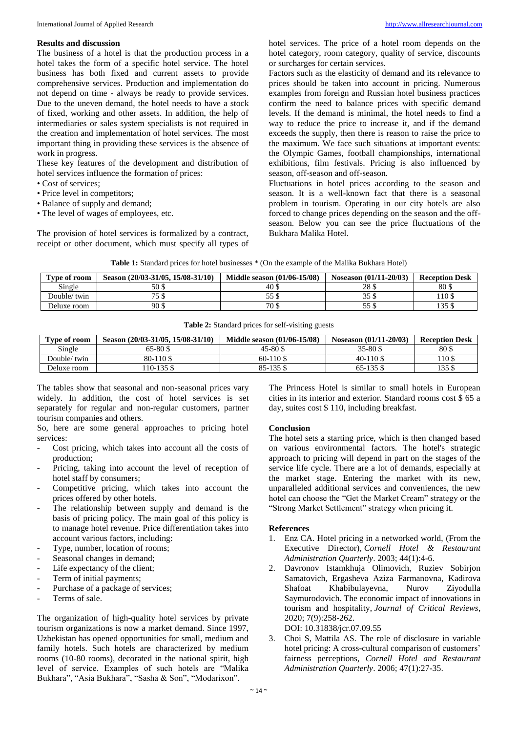## Results and discussion

The business of a hotel is that the production process in a hotel takes the form of a specific hotel service. The hotel business has both fixed and current assets to provide comprehensive services. Production and implementation do not depend on time - always be ready to provide services. Due to the uneven demand, the hotel needs to have a stock of fixed, working and other assets. In addition, the help of intermediaries or sales system specialists is not required in the creation and implementation of hotel services. The most important thing in providing these services is the absence of work in progress.

These key features of the development and distribution of hotel services influence the formation of prices:

- Cost of services;
- Price level in competitors;
- Balance of supply and demand;
- The level of wages of employees, etc.

The provision of hotel services is formalized by a contract, receipt or other document, which must specify all types of hotel services. The price of a hotel room depends on the hotel category, room category, quality of service, discounts or surcharges for certain services.

Factors such as the elasticity of demand and its relevance to prices should be taken into account in pricing. Numerous examples from foreign and Russian hotel business practices confirm the need to balance prices with specific demand levels. If the demand is minimal, the hotel needs to find a way to reduce the price to increase it, and if the demand exceeds the supply, then there is reason to raise the price to the maximum. We face such situations at important events: the Olympic Games, football championships, international exhibitions, film festivals. Pricing is also influenced by season, off-season and off-season.

Fluctuations in hotel prices according to the season and season. It is a well-known fact that there is a seasonal problem in tourism. Operating in our city hotels are also forced to change prices depending on the season and the off-season. Below you can see the price fluctuations of the Bukhara Malika Hotel.

**Table 1:** Standard prices for hotel businesses * (On the example of the Malika Bukhara Hotel)

| Type of room | Season (20/03-31/05, 15/08-31/10) | Middle season (01/06-15/08) | Noseason (01/11-20/03) | Reception Desk |
|---|---|---|---|---|
| Single | 50 $ | 40 $ | 28 $ | 80 $ |
| Double/ twin | 75 $ | 55 $ | 35 $ | 110 $ |
| Deluxe room | 90 $ | 70 $ | 55 $ | 135 $ |

**Table 2:** Standard prices for self-visiting guests

| Type of room | Season (20/03-31/05, 15/08-31/10) | Middle season (01/06-15/08) | Noseason (01/11-20/03) | Reception Desk |
|---|---|---|---|---|
| Single | 65-80 $ | 45-80 $ | 35-80 $ | 80 $ |
| Double/ twin | 80-110 $ | 60-110 $ | 40-110 $ | 110 $ |
| Deluxe room | 110-135 $ | 85-135 $ | 65-135 $ | 135 $ |

The tables show that seasonal and non-seasonal prices vary widely. In addition, the cost of hotel services is set separately for regular and non-regular customers, partner tourism companies and others.

So, here are some general approaches to pricing hotel services:

- Cost pricing, which takes into account all the costs of production;
- Pricing, taking into account the level of reception of hotel staff by consumers;
- Competitive pricing, which takes into account the prices offered by other hotels.
- The relationship between supply and demand is the basis of pricing policy. The main goal of this policy is to manage hotel revenue. Price differentiation takes into account various factors, including:
- Type, number, location of rooms;
- Seasonal changes in demand;
- Life expectancy of the client;
- Term of initial payments;
- Purchase of a package of services;
- Terms of sale.

The organization of high-quality hotel services by private tourism organizations is now a market demand. Since 1997, Uzbekistan has opened opportunities for small, medium and family hotels. Such hotels are characterized by medium rooms (10-80 rooms), decorated in the national spirit, high level of service. Examples of such hotels are "Malika Bukhara", "Asia Bukhara", "Sasha & Son", "Modarixon".

The Princess Hotel is similar to small hotels in European cities in its interior and exterior. Standard rooms cost $ 65 a day, suites cost $ 110, including breakfast.

## Conclusion

The hotel sets a starting price, which is then changed based on various environmental factors. The hotel's strategic approach to pricing will depend in part on the stages of the service life cycle. There are a lot of demands, especially at the market stage. Entering the market with its new, unparalleled additional services and conveniences, the new hotel can choose the "Get the Market Cream" strategy or the "Strong Market Settlement" strategy when pricing it.

## References

1. Enz CA. Hotel pricing in a networked world, (From the Executive Director), *Cornell Hotel & Restaurant Administration Quarterly*. 2003; 44(1):4-6.
2. Davronov Istamkhuja Olimovich, Ruziev Sobirjon Samatovich, Ergasheva Aziza Farmanovna, Kadirova Shafoat Khabibulayevna, Nurov Ziyodulla Saymurodovich. The economic impact of innovations in tourism and hospitality, *Journal of Critical Reviews*, 2020; 7(9):258-262. DOI: 10.31838/jcr.07.09.55
3. Choi S, Mattila AS. The role of disclosure in variable hotel pricing: A cross-cultural comparison of customers' fairness perceptions, *Cornell Hotel and Restaurant Administration Quarterly*. 2006; 47(1):27-35.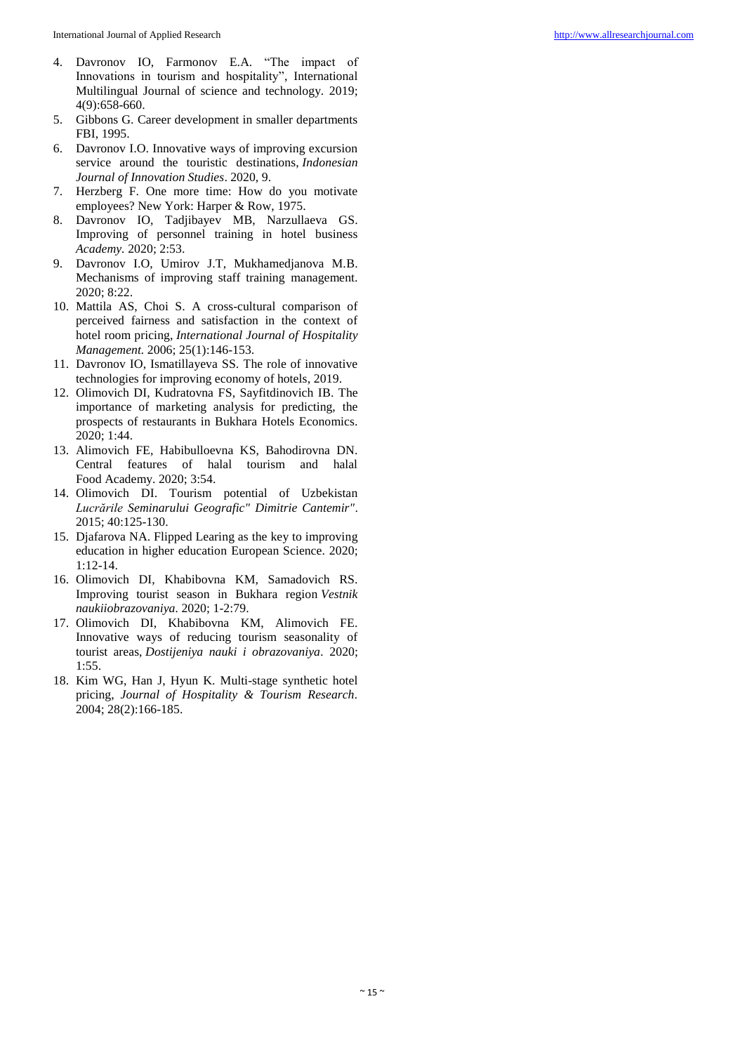4. Davronov IO, Farmonov E.A. "The impact of Innovations in tourism and hospitality", International Multilingual Journal of science and technology. 2019; 4(9):658-660.
5. Gibbons G. Career development in smaller departments FBI, 1995.
6. Davronov I.O. Innovative ways of improving excursion service around the touristic destinations, *Indonesian Journal of Innovation Studies*. 2020, 9.
7. Herzberg F. One more time: How do you motivate employees? New York: Harper & Row, 1975.
8. Davronov IO, Tadjibayev MB, Narzullaeva GS. Improving of personnel training in hotel business *Academy.* 2020; 2:53.
9. Davronov I.O, Umirov J.T, Mukhamedjanova M.B. Mechanisms of improving staff training management. 2020; 8:22.
10. Mattila AS, Choi S. A cross-cultural comparison of perceived fairness and satisfaction in the context of hotel room pricing, *International Journal of Hospitality Management.* 2006; 25(1):146-153.
11. Davronov IO, Ismatillayeva SS. The role of innovative technologies for improving economy of hotels, 2019.
12. Olimovich DI, Kudratovna FS, Sayfitdinovich IB. The importance of marketing analysis for predicting, the prospects of restaurants in Bukhara Hotels Economics. 2020; 1:44.
13. Alimovich FE, Habibulloevna KS, Bahodirovna DN. Central features of halal tourism and halal Food Academy. 2020; 3:54.
14. Olimovich DI. Tourism potential of Uzbekistan *Lucrările Seminarului Geografic" Dimitrie Cantemir"*. 2015; 40:125-130.
15. Djafarova NA. Flipped Learing as the key to improving education in higher education European Science. 2020; 1:12-14.
16. Olimovich DI, Khabibovna KM, Samadovich RS. Improving tourist season in Bukhara region *Vestnik naukiiobrazovaniya.* 2020; 1-2:79.
17. Olimovich DI, Khabibovna KM, Alimovich FE. Innovative ways of reducing tourism seasonality of tourist areas, *Dostijeniya nauki i obrazovaniya*. 2020; 1:55.
18. Kim WG, Han J, Hyun K. Multi-stage synthetic hotel pricing, *Journal of Hospitality & Tourism Research*. 2004; 28(2):166-185.